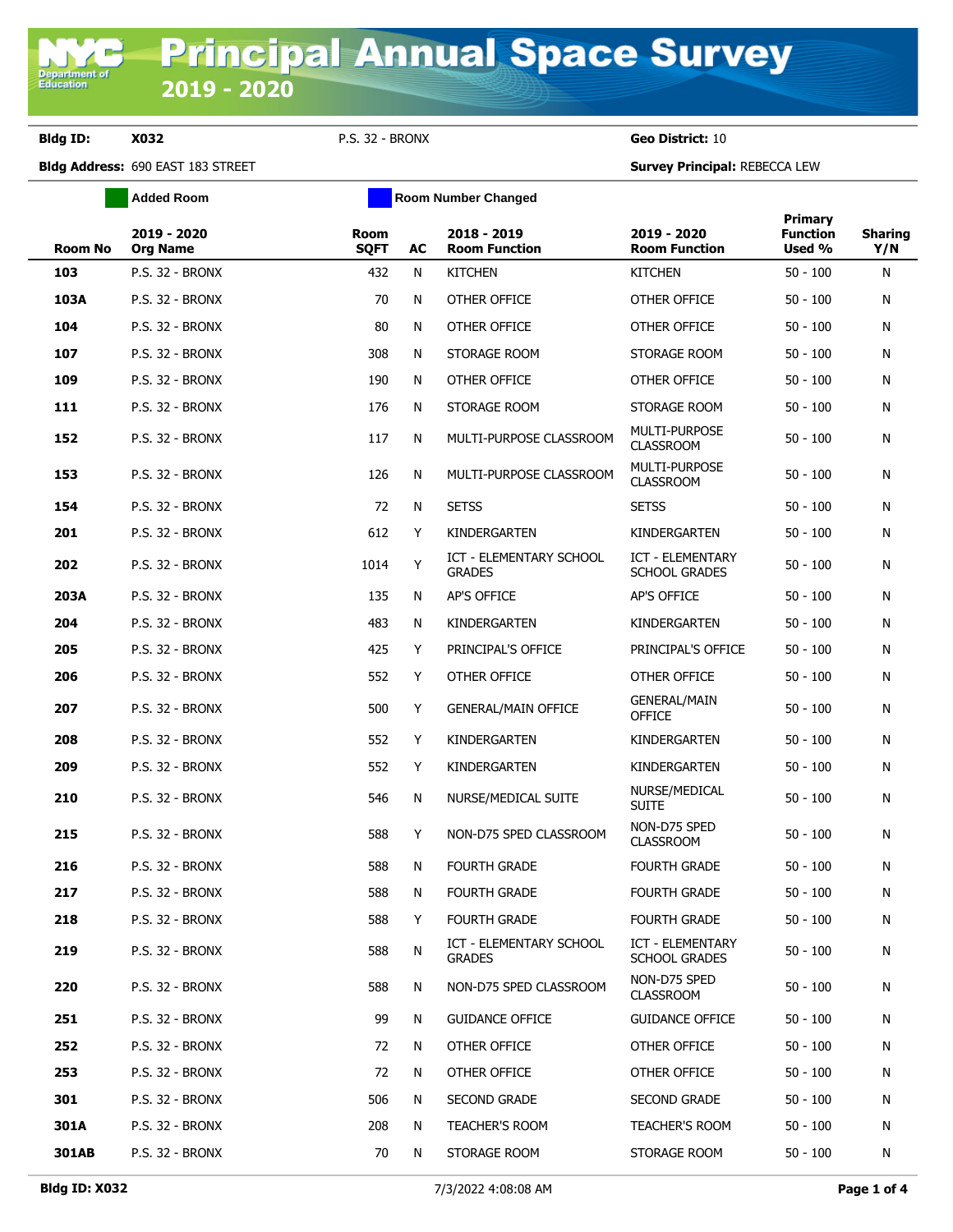# Principal Annual Space Survey

## 2019 - 2020

**Bldg ID:** X032 P.S. 32 - BRONX **Geo District:** 10

**Bldg Address:** 690 EAST 183 STREET **Survey Principal:** REBECCA LEW

Added Room | Room Number Changed

| Room No | 2019 - 2020 Org Name | Room SQFT | AC | 2018 - 2019 Room Function | 2019 - 2020 Room Function | Primary Function Used % | Sharing Y/N |
|---|---|---|---|---|---|---|---|
| 103 | P.S. 32 - BRONX | 432 | N | KITCHEN | KITCHEN | 50 - 100 | N |
| 103A | P.S. 32 - BRONX | 70 | N | OTHER OFFICE | OTHER OFFICE | 50 - 100 | N |
| 104 | P.S. 32 - BRONX | 80 | N | OTHER OFFICE | OTHER OFFICE | 50 - 100 | N |
| 107 | P.S. 32 - BRONX | 308 | N | STORAGE ROOM | STORAGE ROOM | 50 - 100 | N |
| 109 | P.S. 32 - BRONX | 190 | N | OTHER OFFICE | OTHER OFFICE | 50 - 100 | N |
| 111 | P.S. 32 - BRONX | 176 | N | STORAGE ROOM | STORAGE ROOM | 50 - 100 | N |
| 152 | P.S. 32 - BRONX | 117 | N | MULTI-PURPOSE CLASSROOM | MULTI-PURPOSE CLASSROOM | 50 - 100 | N |
| 153 | P.S. 32 - BRONX | 126 | N | MULTI-PURPOSE CLASSROOM | MULTI-PURPOSE CLASSROOM | 50 - 100 | N |
| 154 | P.S. 32 - BRONX | 72 | N | SETSS | SETSS | 50 - 100 | N |
| 201 | P.S. 32 - BRONX | 612 | Y | KINDERGARTEN | KINDERGARTEN | 50 - 100 | N |
| 202 | P.S. 32 - BRONX | 1014 | Y | ICT - ELEMENTARY SCHOOL GRADES | ICT - ELEMENTARY SCHOOL GRADES | 50 - 100 | N |
| 203A | P.S. 32 - BRONX | 135 | N | AP'S OFFICE | AP'S OFFICE | 50 - 100 | N |
| 204 | P.S. 32 - BRONX | 483 | N | KINDERGARTEN | KINDERGARTEN | 50 - 100 | N |
| 205 | P.S. 32 - BRONX | 425 | Y | PRINCIPAL'S OFFICE | PRINCIPAL'S OFFICE | 50 - 100 | N |
| 206 | P.S. 32 - BRONX | 552 | Y | OTHER OFFICE | OTHER OFFICE | 50 - 100 | N |
| 207 | P.S. 32 - BRONX | 500 | Y | GENERAL/MAIN OFFICE | GENERAL/MAIN OFFICE | 50 - 100 | N |
| 208 | P.S. 32 - BRONX | 552 | Y | KINDERGARTEN | KINDERGARTEN | 50 - 100 | N |
| 209 | P.S. 32 - BRONX | 552 | Y | KINDERGARTEN | KINDERGARTEN | 50 - 100 | N |
| 210 | P.S. 32 - BRONX | 546 | N | NURSE/MEDICAL SUITE | NURSE/MEDICAL SUITE | 50 - 100 | N |
| 215 | P.S. 32 - BRONX | 588 | Y | NON-D75 SPED CLASSROOM | NON-D75 SPED CLASSROOM | 50 - 100 | N |
| 216 | P.S. 32 - BRONX | 588 | N | FOURTH GRADE | FOURTH GRADE | 50 - 100 | N |
| 217 | P.S. 32 - BRONX | 588 | N | FOURTH GRADE | FOURTH GRADE | 50 - 100 | N |
| 218 | P.S. 32 - BRONX | 588 | Y | FOURTH GRADE | FOURTH GRADE | 50 - 100 | N |
| 219 | P.S. 32 - BRONX | 588 | N | ICT - ELEMENTARY SCHOOL GRADES | ICT - ELEMENTARY SCHOOL GRADES | 50 - 100 | N |
| 220 | P.S. 32 - BRONX | 588 | N | NON-D75 SPED CLASSROOM | NON-D75 SPED CLASSROOM | 50 - 100 | N |
| 251 | P.S. 32 - BRONX | 99 | N | GUIDANCE OFFICE | GUIDANCE OFFICE | 50 - 100 | N |
| 252 | P.S. 32 - BRONX | 72 | N | OTHER OFFICE | OTHER OFFICE | 50 - 100 | N |
| 253 | P.S. 32 - BRONX | 72 | N | OTHER OFFICE | OTHER OFFICE | 50 - 100 | N |
| 301 | P.S. 32 - BRONX | 506 | N | SECOND GRADE | SECOND GRADE | 50 - 100 | N |
| 301A | P.S. 32 - BRONX | 208 | N | TEACHER'S ROOM | TEACHER'S ROOM | 50 - 100 | N |
| 301AB | P.S. 32 - BRONX | 70 | N | STORAGE ROOM | STORAGE ROOM | 50 - 100 | N |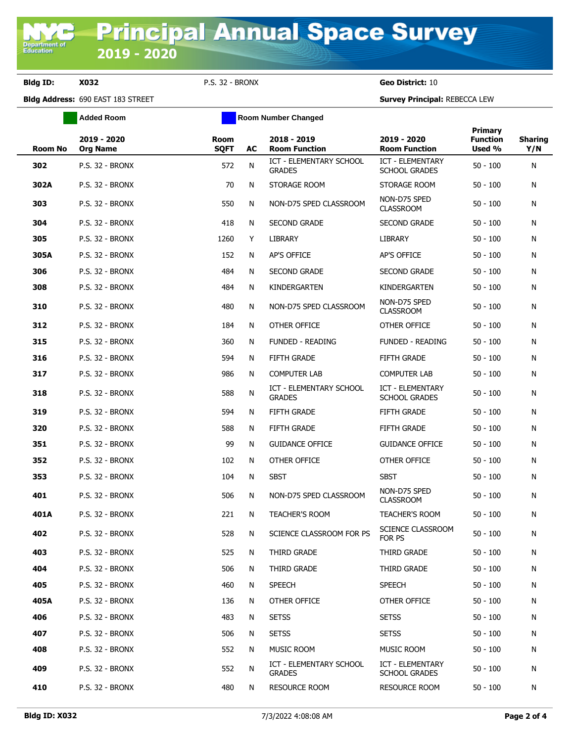# Principal Annual Space Survey 2019 - 2020

**Bldg ID:** X032 P.S. 32 - BRONX **Geo District:** 10

**Bldg Address:** 690 EAST 183 STREET **Survey Principal:** REBECCA LEW

Added Room | Room Number Changed

| Room No | 2019 - 2020 Org Name | Room SQFT | AC | 2018 - 2019 Room Function | 2019 - 2020 Room Function | Primary Function Used % | Sharing Y/N |
|---|---|---|---|---|---|---|---|
| 302 | P.S. 32 - BRONX | 572 | N | ICT - ELEMENTARY SCHOOL GRADES | ICT - ELEMENTARY SCHOOL GRADES | 50 - 100 | N |
| 302A | P.S. 32 - BRONX | 70 | N | STORAGE ROOM | STORAGE ROOM | 50 - 100 | N |
| 303 | P.S. 32 - BRONX | 550 | N | NON-D75 SPED CLASSROOM | NON-D75 SPED CLASSROOM | 50 - 100 | N |
| 304 | P.S. 32 - BRONX | 418 | N | SECOND GRADE | SECOND GRADE | 50 - 100 | N |
| 305 | P.S. 32 - BRONX | 1260 | Y | LIBRARY | LIBRARY | 50 - 100 | N |
| 305A | P.S. 32 - BRONX | 152 | N | AP'S OFFICE | AP'S OFFICE | 50 - 100 | N |
| 306 | P.S. 32 - BRONX | 484 | N | SECOND GRADE | SECOND GRADE | 50 - 100 | N |
| 308 | P.S. 32 - BRONX | 484 | N | KINDERGARTEN | KINDERGARTEN | 50 - 100 | N |
| 310 | P.S. 32 - BRONX | 480 | N | NON-D75 SPED CLASSROOM | NON-D75 SPED CLASSROOM | 50 - 100 | N |
| 312 | P.S. 32 - BRONX | 184 | N | OTHER OFFICE | OTHER OFFICE | 50 - 100 | N |
| 315 | P.S. 32 - BRONX | 360 | N | FUNDED - READING | FUNDED - READING | 50 - 100 | N |
| 316 | P.S. 32 - BRONX | 594 | N | FIFTH GRADE | FIFTH GRADE | 50 - 100 | N |
| 317 | P.S. 32 - BRONX | 986 | N | COMPUTER LAB | COMPUTER LAB | 50 - 100 | N |
| 318 | P.S. 32 - BRONX | 588 | N | ICT - ELEMENTARY SCHOOL GRADES | ICT - ELEMENTARY SCHOOL GRADES | 50 - 100 | N |
| 319 | P.S. 32 - BRONX | 594 | N | FIFTH GRADE | FIFTH GRADE | 50 - 100 | N |
| 320 | P.S. 32 - BRONX | 588 | N | FIFTH GRADE | FIFTH GRADE | 50 - 100 | N |
| 351 | P.S. 32 - BRONX | 99 | N | GUIDANCE OFFICE | GUIDANCE OFFICE | 50 - 100 | N |
| 352 | P.S. 32 - BRONX | 102 | N | OTHER OFFICE | OTHER OFFICE | 50 - 100 | N |
| 353 | P.S. 32 - BRONX | 104 | N | SBST | SBST | 50 - 100 | N |
| 401 | P.S. 32 - BRONX | 506 | N | NON-D75 SPED CLASSROOM | NON-D75 SPED CLASSROOM | 50 - 100 | N |
| 401A | P.S. 32 - BRONX | 221 | N | TEACHER'S ROOM | TEACHER'S ROOM | 50 - 100 | N |
| 402 | P.S. 32 - BRONX | 528 | N | SCIENCE CLASSROOM FOR PS | SCIENCE CLASSROOM FOR PS | 50 - 100 | N |
| 403 | P.S. 32 - BRONX | 525 | N | THIRD GRADE | THIRD GRADE | 50 - 100 | N |
| 404 | P.S. 32 - BRONX | 506 | N | THIRD GRADE | THIRD GRADE | 50 - 100 | N |
| 405 | P.S. 32 - BRONX | 460 | N | SPEECH | SPEECH | 50 - 100 | N |
| 405A | P.S. 32 - BRONX | 136 | N | OTHER OFFICE | OTHER OFFICE | 50 - 100 | N |
| 406 | P.S. 32 - BRONX | 483 | N | SETSS | SETSS | 50 - 100 | N |
| 407 | P.S. 32 - BRONX | 506 | N | SETSS | SETSS | 50 - 100 | N |
| 408 | P.S. 32 - BRONX | 552 | N | MUSIC ROOM | MUSIC ROOM | 50 - 100 | N |
| 409 | P.S. 32 - BRONX | 552 | N | ICT - ELEMENTARY SCHOOL GRADES | ICT - ELEMENTARY SCHOOL GRADES | 50 - 100 | N |
| 410 | P.S. 32 - BRONX | 480 | N | RESOURCE ROOM | RESOURCE ROOM | 50 - 100 | N |

**Bldg ID: X032** 7/3/2022 4:08:08 AM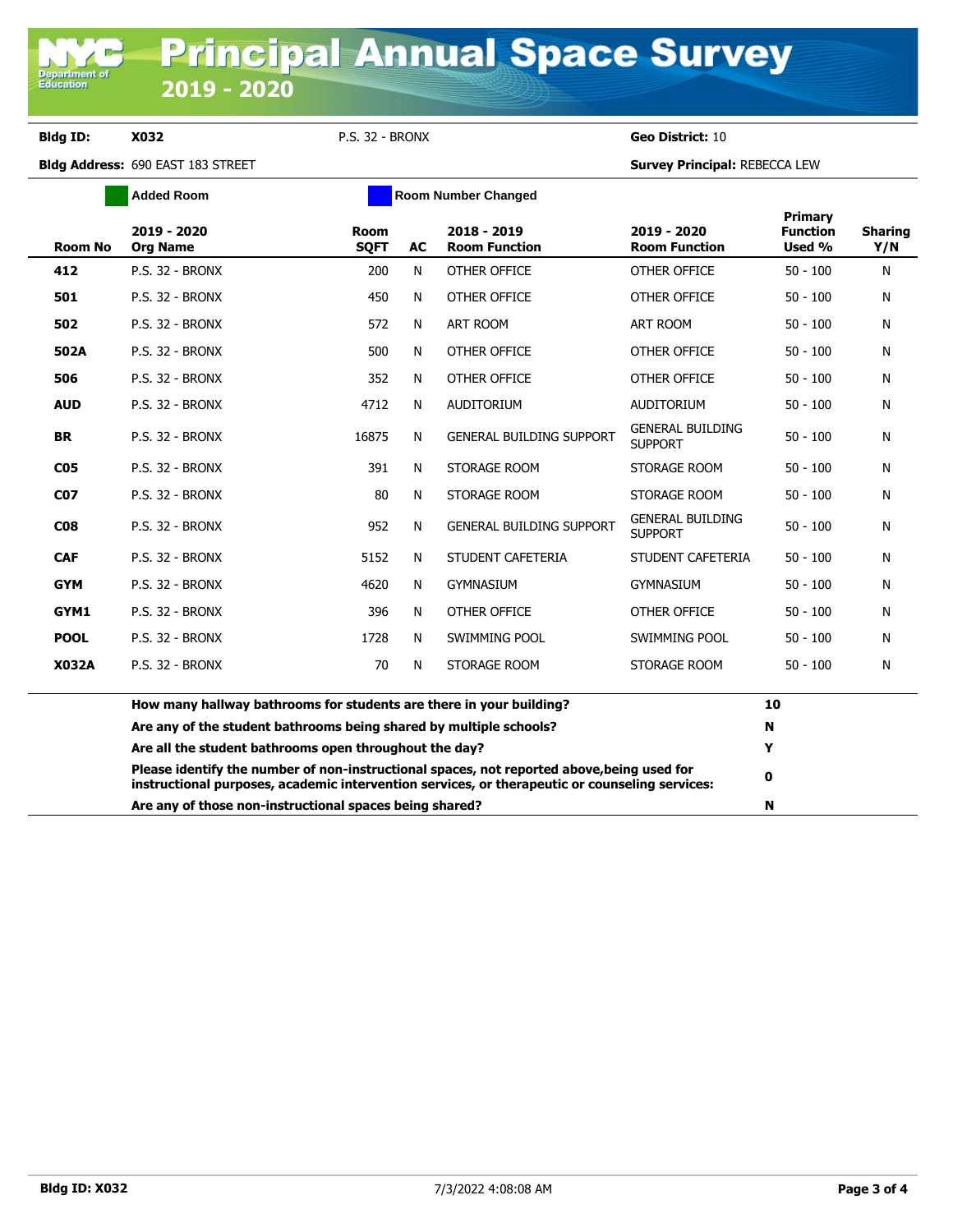# Principal Annual Space Survey

## 2019 - 2020

**Bldg ID:** **X032** P.S. 32 - BRONX **Geo District:** 10

**Bldg Address:** 690 EAST 183 STREET **Survey Principal:** REBECCA LEW

Added Room | Room Number Changed

| Room No | 2019 - 2020 Org Name | Room SQFT | AC | 2018 - 2019 Room Function | 2019 - 2020 Room Function | Primary Function Used % | Sharing Y/N |
|---|---|---|---|---|---|---|---|
| **412** | P.S. 32 - BRONX | 200 | N | OTHER OFFICE | OTHER OFFICE | 50 - 100 | N |
| **501** | P.S. 32 - BRONX | 450 | N | OTHER OFFICE | OTHER OFFICE | 50 - 100 | N |
| **502** | P.S. 32 - BRONX | 572 | N | ART ROOM | ART ROOM | 50 - 100 | N |
| **502A** | P.S. 32 - BRONX | 500 | N | OTHER OFFICE | OTHER OFFICE | 50 - 100 | N |
| **506** | P.S. 32 - BRONX | 352 | N | OTHER OFFICE | OTHER OFFICE | 50 - 100 | N |
| **AUD** | P.S. 32 - BRONX | 4712 | N | AUDITORIUM | AUDITORIUM | 50 - 100 | N |
| **BR** | P.S. 32 - BRONX | 16875 | N | GENERAL BUILDING SUPPORT | GENERAL BUILDING SUPPORT | 50 - 100 | N |
| **C05** | P.S. 32 - BRONX | 391 | N | STORAGE ROOM | STORAGE ROOM | 50 - 100 | N |
| **C07** | P.S. 32 - BRONX | 80 | N | STORAGE ROOM | STORAGE ROOM | 50 - 100 | N |
| **C08** | P.S. 32 - BRONX | 952 | N | GENERAL BUILDING SUPPORT | GENERAL BUILDING SUPPORT | 50 - 100 | N |
| **CAF** | P.S. 32 - BRONX | 5152 | N | STUDENT CAFETERIA | STUDENT CAFETERIA | 50 - 100 | N |
| **GYM** | P.S. 32 - BRONX | 4620 | N | GYMNASIUM | GYMNASIUM | 50 - 100 | N |
| **GYM1** | P.S. 32 - BRONX | 396 | N | OTHER OFFICE | OTHER OFFICE | 50 - 100 | N |
| **POOL** | P.S. 32 - BRONX | 1728 | N | SWIMMING POOL | SWIMMING POOL | 50 - 100 | N |
| **X032A** | P.S. 32 - BRONX | 70 | N | STORAGE ROOM | STORAGE ROOM | 50 - 100 | N |

| Question | Answer |
|---|---|
| **How many hallway bathrooms for students are there in your building?** | **10** |
| **Are any of the student bathrooms being shared by multiple schools?** | **N** |
| **Are all the student bathrooms open throughout the day?** | **Y** |
| **Please identify the number of non-instructional spaces, not reported above,being used for instructional purposes, academic intervention services, or therapeutic or counseling services:** | **0** |
| **Are any of those non-instructional spaces being shared?** | **N** |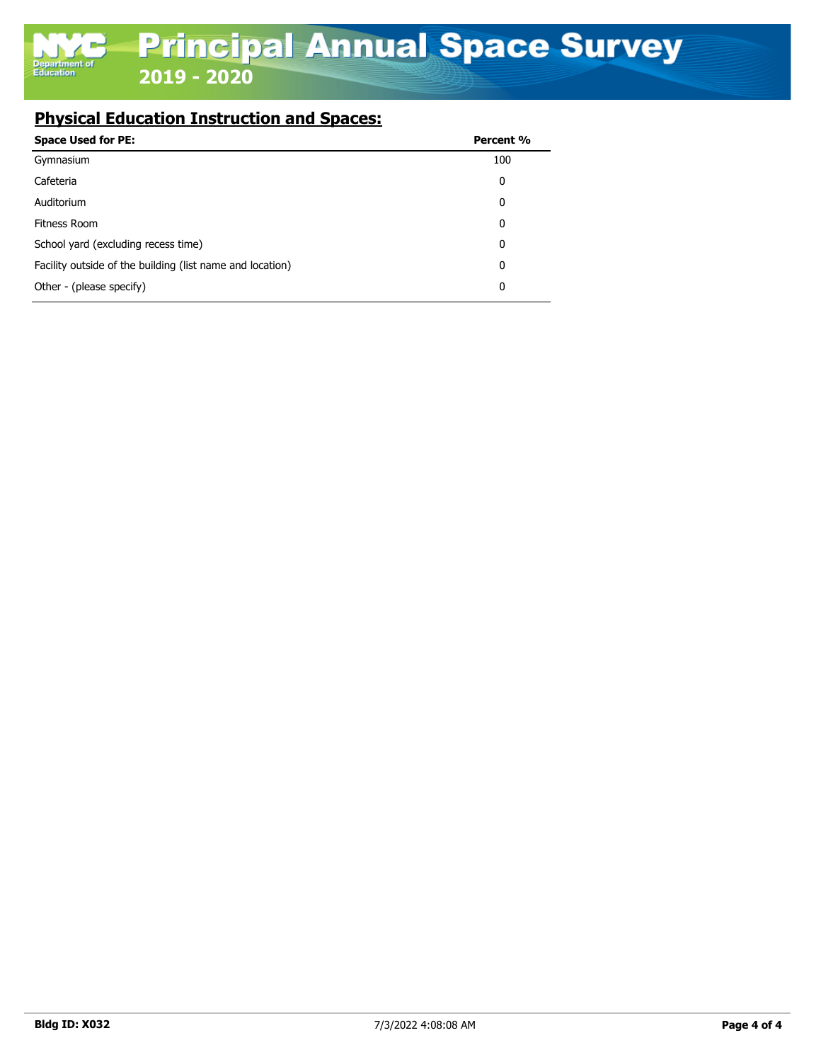## Physical Education Instruction and Spaces:

| Space Used for PE: | Percent % |
|---|---|
| Gymnasium | 100 |
| Cafeteria | 0 |
| Auditorium | 0 |
| Fitness Room | 0 |
| School yard (excluding recess time) | 0 |
| Facility outside of the building (list name and location) | 0 |
| Other - (please specify) | 0 |